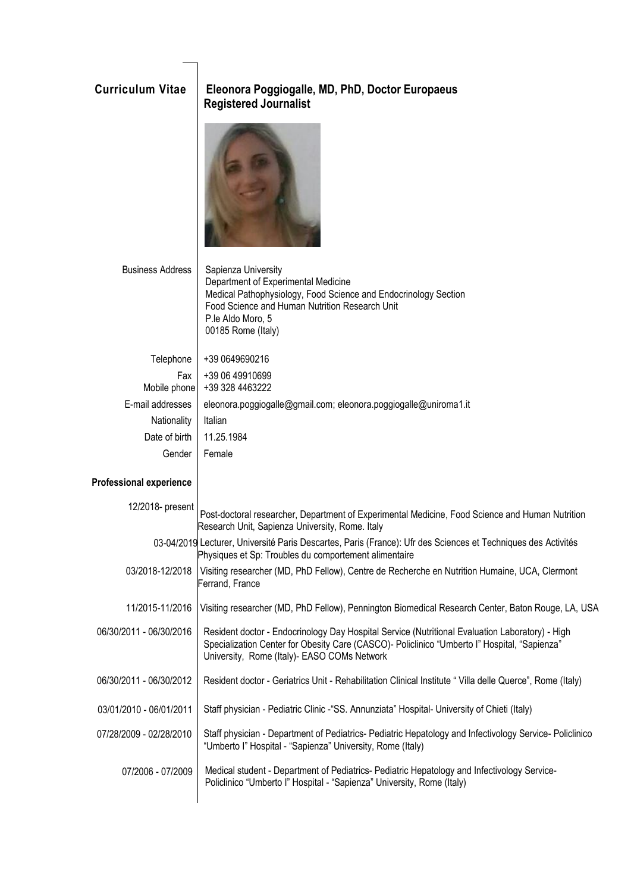# Curriculum Vitae

## Eleonora Poggiogalle, MD, PhD, Doctor Europaeus
**Registered Journalist**

| | |
|---|---|
| Business Address | Sapienza University<br>Department of Experimental Medicine<br>Medical Pathophysiology, Food Science and Endocrinology Section<br>Food Science and Human Nutrition Research Unit<br>P.le Aldo Moro, 5<br>00185 Rome (Italy) |
| Telephone | +39 0649690216 |
| Fax | +39 06 49910699 |
| Mobile phone | +39 328 4463222 |
| E-mail addresses | eleonora.poggiogalle@gmail.com; eleonora.poggiogalle@uniroma1.it |
| Nationality | Italian |
| Date of birth | 11.25.1984 |
| Gender | Female |

### Professional experience

| | |
|---|---|
| 12/2018- present | Post-doctoral researcher, Department of Experimental Medicine, Food Science and Human Nutrition Research Unit, Sapienza University, Rome. Italy |
| 03-04/2019 | Lecturer, Université Paris Descartes, Paris (France): Ufr des Sciences et Techniques des Activités Physiques et Sp: Troubles du comportement alimentaire |
| 03/2018-12/2018 | Visiting researcher (MD, PhD Fellow), Centre de Recherche en Nutrition Humaine, UCA, Clermont Ferrand, France |
| 11/2015-11/2016 | Visiting researcher (MD, PhD Fellow), Pennington Biomedical Research Center, Baton Rouge, LA, USA |
| 06/30/2011 - 06/30/2016 | Resident doctor - Endocrinology Day Hospital Service (Nutritional Evaluation Laboratory) - High Specialization Center for Obesity Care (CASCO)- Policlinico "Umberto I" Hospital, "Sapienza" University, Rome (Italy)- EASO COMs Network |
| 06/30/2011 - 06/30/2012 | Resident doctor - Geriatrics Unit - Rehabilitation Clinical Institute " Villa delle Querce", Rome (Italy) |
| 03/01/2010 - 06/01/2011 | Staff physician - Pediatric Clinic -"SS. Annunziata" Hospital- University of Chieti (Italy) |
| 07/28/2009 - 02/28/2010 | Staff physician - Department of Pediatrics- Pediatric Hepatology and Infectivology Service- Policlinico "Umberto I" Hospital - "Sapienza" University, Rome (Italy) |
| 07/2006 - 07/2009 | Medical student - Department of Pediatrics- Pediatric Hepatology and Infectivology Service- Policlinico "Umberto I" Hospital - "Sapienza" University, Rome (Italy) |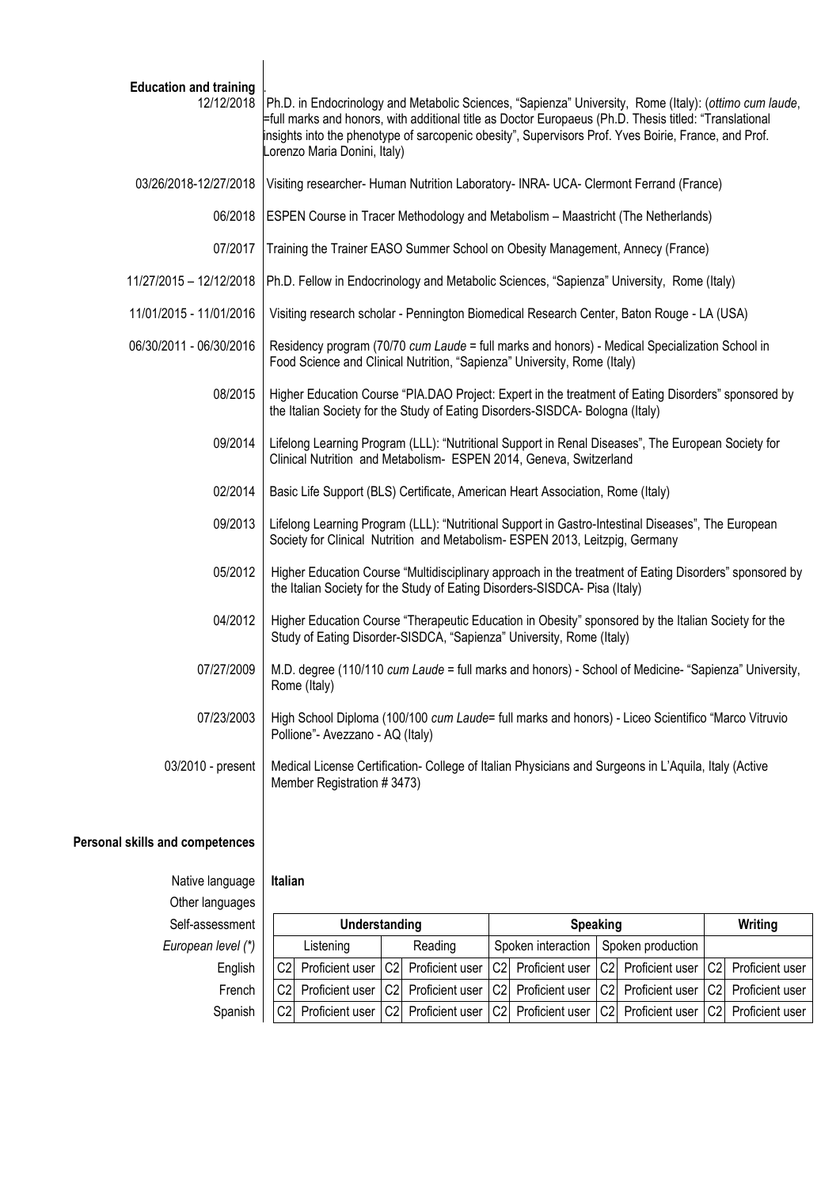## Education and training

| | |
|---|---|
| 12/12/2018 | Ph.D. in Endocrinology and Metabolic Sciences, "Sapienza" University, Rome (Italy): (*ottimo cum laude*, =full marks and honors, with additional title as Doctor Europaeus (Ph.D. Thesis titled: "Translational insights into the phenotype of sarcopenic obesity", Supervisors Prof. Yves Boirie, France, and Prof. Lorenzo Maria Donini, Italy) |
| 03/26/2018-12/27/2018 | Visiting researcher- Human Nutrition Laboratory- INRA- UCA- Clermont Ferrand (France) |
| 06/2018 | ESPEN Course in Tracer Methodology and Metabolism – Maastricht (The Netherlands) |
| 07/2017 | Training the Trainer EASO Summer School on Obesity Management, Annecy (France) |
| 11/27/2015 – 12/12/2018 | Ph.D. Fellow in Endocrinology and Metabolic Sciences, "Sapienza" University, Rome (Italy) |
| 11/01/2015 - 11/01/2016 | Visiting research scholar - Pennington Biomedical Research Center, Baton Rouge - LA (USA) |
| 06/30/2011 - 06/30/2016 | Residency program (70/70 *cum Laude* = full marks and honors) - Medical Specialization School in Food Science and Clinical Nutrition, "Sapienza" University, Rome (Italy) |
| 08/2015 | Higher Education Course "PIA.DAO Project: Expert in the treatment of Eating Disorders" sponsored by the Italian Society for the Study of Eating Disorders-SISDCA- Bologna (Italy) |
| 09/2014 | Lifelong Learning Program (LLL): "Nutritional Support in Renal Diseases", The European Society for Clinical Nutrition and Metabolism- ESPEN 2014, Geneva, Switzerland |
| 02/2014 | Basic Life Support (BLS) Certificate, American Heart Association, Rome (Italy) |
| 09/2013 | Lifelong Learning Program (LLL): "Nutritional Support in Gastro-Intestinal Diseases", The European Society for Clinical Nutrition and Metabolism- ESPEN 2013, Leitzpig, Germany |
| 05/2012 | Higher Education Course "Multidisciplinary approach in the treatment of Eating Disorders" sponsored by the Italian Society for the Study of Eating Disorders-SISDCA- Pisa (Italy) |
| 04/2012 | Higher Education Course "Therapeutic Education in Obesity" sponsored by the Italian Society for the Study of Eating Disorder-SISDCA, "Sapienza" University, Rome (Italy) |
| 07/27/2009 | M.D. degree (110/110 *cum Laude* = full marks and honors) - School of Medicine- "Sapienza" University, Rome (Italy) |
| 07/23/2003 | High School Diploma (100/100 *cum Laude*= full marks and honors) - Liceo Scientifico "Marco Vitruvio Pollione"- Avezzano - AQ (Italy) |
| 03/2010 - present | Medical License Certification- College of Italian Physicians and Surgeons in L'Aquila, Italy (Active Member Registration # 3473) |

## Personal skills and competences

Native language: **Italian**

Other languages

| Self-assessment | Understanding | | Speaking | | Writing |
|---|---|---|---|---|---|
| *European level (\*)* | Listening | Reading | Spoken interaction | Spoken production | |
| English | C2 Proficient user | C2 Proficient user | C2 Proficient user | C2 Proficient user | C2 Proficient user |
| French | C2 Proficient user | C2 Proficient user | C2 Proficient user | C2 Proficient user | C2 Proficient user |
| Spanish | C2 Proficient user | C2 Proficient user | C2 Proficient user | C2 Proficient user | C2 Proficient user |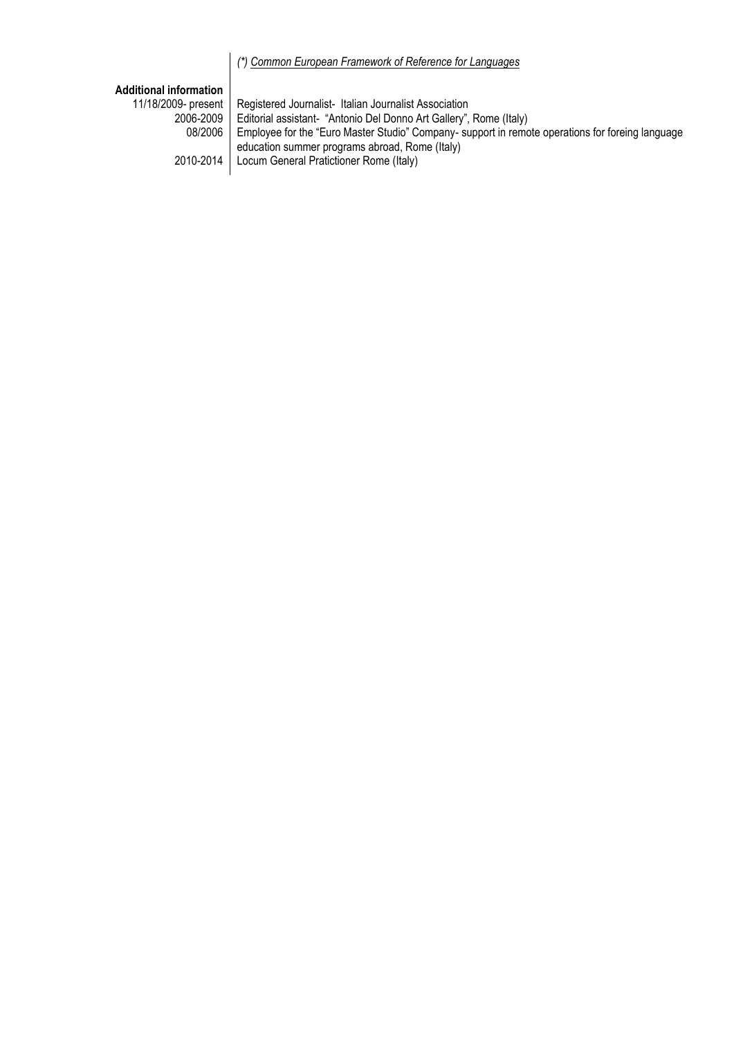*(\*) Common European Framework of Reference for Languages*

**Additional information**

| | |
|---|---|
| 11/18/2009- present | Registered Journalist- Italian Journalist Association |
| 2006-2009 | Editorial assistant- "Antonio Del Donno Art Gallery", Rome (Italy) |
| 08/2006 | Employee for the "Euro Master Studio" Company- support in remote operations for foreing language education summer programs abroad, Rome (Italy) |
| 2010-2014 | Locum General Pratictioner Rome (Italy) |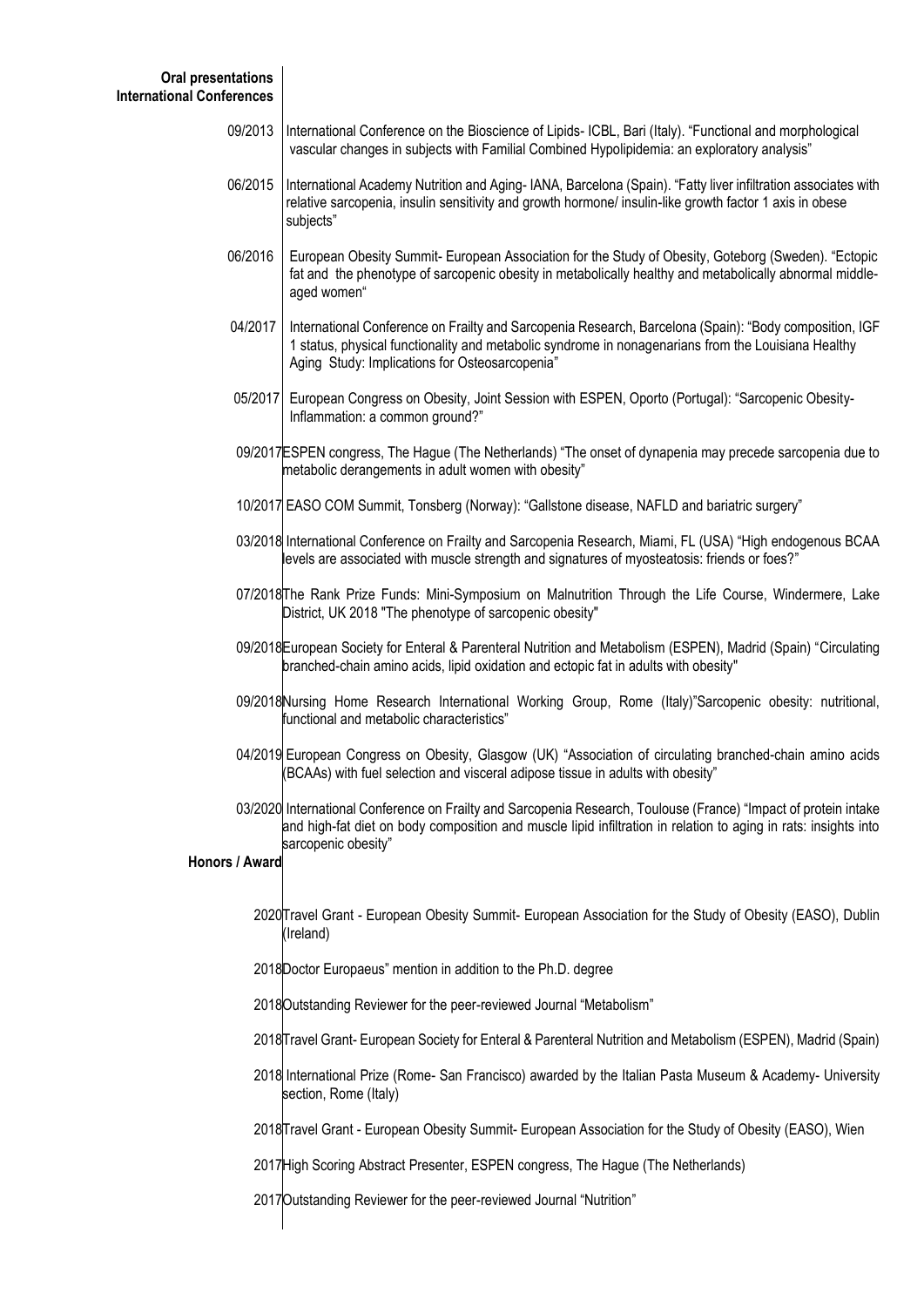**Oral presentations International Conferences**

- 09/2013 International Conference on the Bioscience of Lipids- ICBL, Bari (Italy). "Functional and morphological vascular changes in subjects with Familial Combined Hypolipidemia: an exploratory analysis"
- 06/2015 International Academy Nutrition and Aging- IANA, Barcelona (Spain). "Fatty liver infiltration associates with relative sarcopenia, insulin sensitivity and growth hormone/ insulin-like growth factor 1 axis in obese subjects"
- 06/2016 European Obesity Summit- European Association for the Study of Obesity, Goteborg (Sweden). "Ectopic fat and the phenotype of sarcopenic obesity in metabolically healthy and metabolically abnormal middle-aged women"
- 04/2017 International Conference on Frailty and Sarcopenia Research, Barcelona (Spain): "Body composition, IGF 1 status, physical functionality and metabolic syndrome in nonagenarians from the Louisiana Healthy Aging Study: Implications for Osteosarcopenia"
- 05/2017 European Congress on Obesity, Joint Session with ESPEN, Oporto (Portugal): "Sarcopenic Obesity-Inflammation: a common ground?"
- 09/2017 ESPEN congress, The Hague (The Netherlands) "The onset of dynapenia may precede sarcopenia due to metabolic derangements in adult women with obesity"
- 10/2017 EASO COM Summit, Tonsberg (Norway): "Gallstone disease, NAFLD and bariatric surgery"
- 03/2018 International Conference on Frailty and Sarcopenia Research, Miami, FL (USA) "High endogenous BCAA levels are associated with muscle strength and signatures of myosteatosis: friends or foes?"
- 07/2018 The Rank Prize Funds: Mini-Symposium on Malnutrition Through the Life Course, Windermere, Lake District, UK 2018 "The phenotype of sarcopenic obesity"
- 09/2018 European Society for Enteral & Parenteral Nutrition and Metabolism (ESPEN), Madrid (Spain) "Circulating branched-chain amino acids, lipid oxidation and ectopic fat in adults with obesity"
- 09/2018 Nursing Home Research International Working Group, Rome (Italy)"Sarcopenic obesity: nutritional, functional and metabolic characteristics"
- 04/2019 European Congress on Obesity, Glasgow (UK) "Association of circulating branched-chain amino acids (BCAAs) with fuel selection and visceral adipose tissue in adults with obesity"
- 03/2020 International Conference on Frailty and Sarcopenia Research, Toulouse (France) "Impact of protein intake and high-fat diet on body composition and muscle lipid infiltration in relation to aging in rats: insights into sarcopenic obesity"

**Honors / Award**

- 2020 Travel Grant - European Obesity Summit- European Association for the Study of Obesity (EASO), Dublin (Ireland)
- 2018 Doctor Europaeus" mention in addition to the Ph.D. degree
- 2018 Outstanding Reviewer for the peer-reviewed Journal "Metabolism"
- 2018 Travel Grant- European Society for Enteral & Parenteral Nutrition and Metabolism (ESPEN), Madrid (Spain)
- 2018 International Prize (Rome- San Francisco) awarded by the Italian Pasta Museum & Academy- University section, Rome (Italy)
- 2018 Travel Grant - European Obesity Summit- European Association for the Study of Obesity (EASO), Wien
- 2017 High Scoring Abstract Presenter, ESPEN congress, The Hague (The Netherlands)
- 2017 Outstanding Reviewer for the peer-reviewed Journal "Nutrition"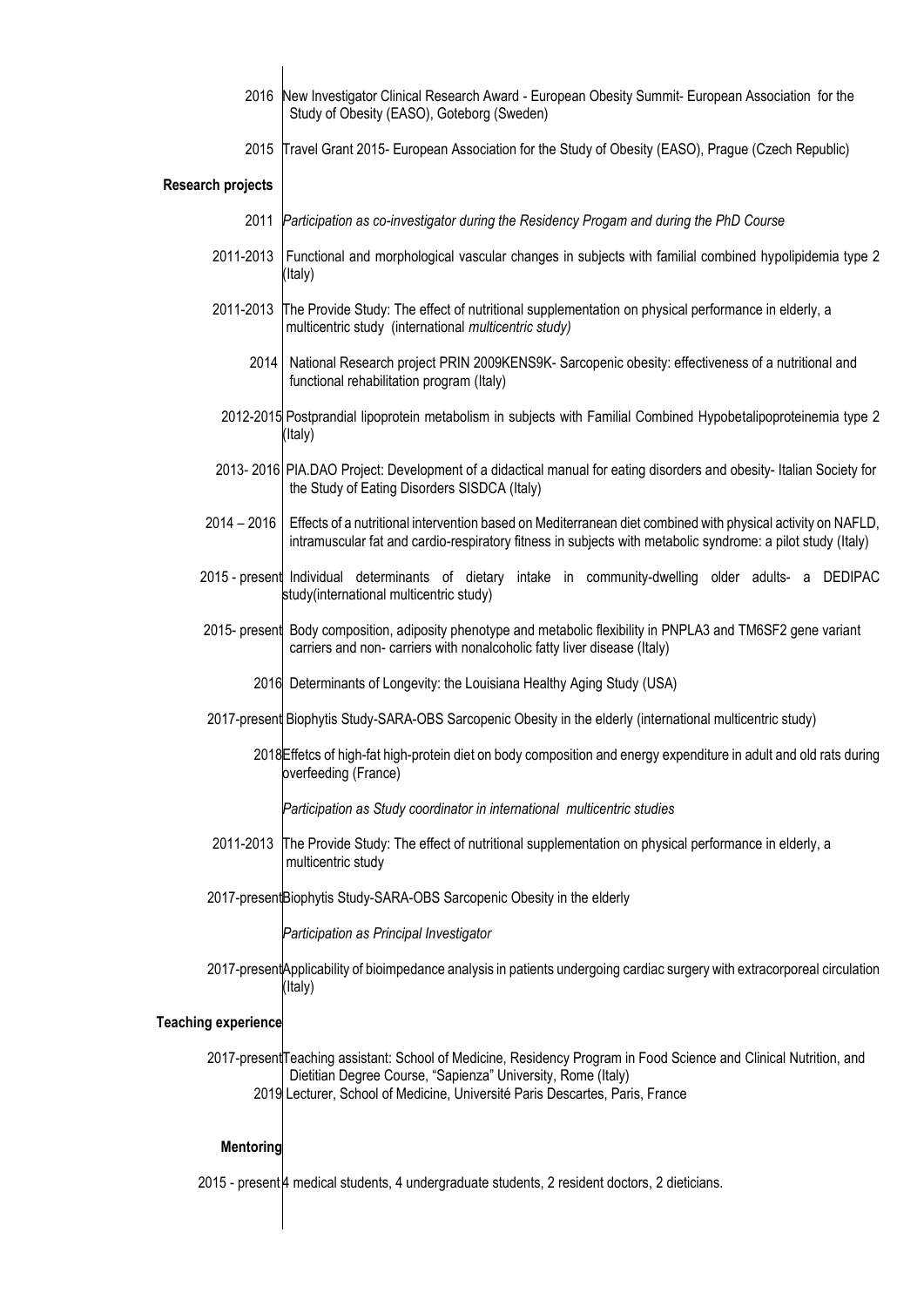2016 New Investigator Clinical Research Award - European Obesity Summit- European Association for the Study of Obesity (EASO), Goteborg (Sweden)

2015 Travel Grant 2015- European Association for the Study of Obesity (EASO), Prague (Czech Republic)

**Research projects**

2011 *Participation as co-investigator during the Residency Progam and during the PhD Course*

2011-2013 Functional and morphological vascular changes in subjects with familial combined hypolipidemia type 2 (Italy)

2011-2013 The Provide Study: The effect of nutritional supplementation on physical performance in elderly, a multicentric study (international *multicentric study)*

2014 National Research project PRIN 2009KENS9K- Sarcopenic obesity: effectiveness of a nutritional and functional rehabilitation program (Italy)

2012-2015 Postprandial lipoprotein metabolism in subjects with Familial Combined Hypobetalipoproteinemia type 2 (Italy)

2013- 2016 PIA.DAO Project: Development of a didactical manual for eating disorders and obesity- Italian Society for the Study of Eating Disorders SISDCA (Italy)

2014 – 2016 Effects of a nutritional intervention based on Mediterranean diet combined with physical activity on NAFLD, intramuscular fat and cardio-respiratory fitness in subjects with metabolic syndrome: a pilot study (Italy)

2015 - present Individual determinants of dietary intake in community-dwelling older adults- a DEDIPAC study(international multicentric study)

2015- present Body composition, adiposity phenotype and metabolic flexibility in PNPLA3 and TM6SF2 gene variant carriers and non- carriers with nonalcoholic fatty liver disease (Italy)

2016 Determinants of Longevity: the Louisiana Healthy Aging Study (USA)

2017-present Biophytis Study-SARA-OBS Sarcopenic Obesity in the elderly (international multicentric study)

2018 Effetcs of high-fat high-protein diet on body composition and energy expenditure in adult and old rats during overfeeding (France)

*Participation as Study coordinator in international multicentric studies*

2011-2013 The Provide Study: The effect of nutritional supplementation on physical performance in elderly, a multicentric study

2017-present Biophytis Study-SARA-OBS Sarcopenic Obesity in the elderly

*Participation as Principal Investigator*

2017-present Applicability of bioimpedance analysis in patients undergoing cardiac surgery with extracorporeal circulation (Italy)

**Teaching experience**

2017-present Teaching assistant: School of Medicine, Residency Program in Food Science and Clinical Nutrition, and Dietitian Degree Course, "Sapienza" University, Rome (Italy)

2019 Lecturer, School of Medicine, Université Paris Descartes, Paris, France

**Mentoring**

2015 - present 4 medical students, 4 undergraduate students, 2 resident doctors, 2 dieticians.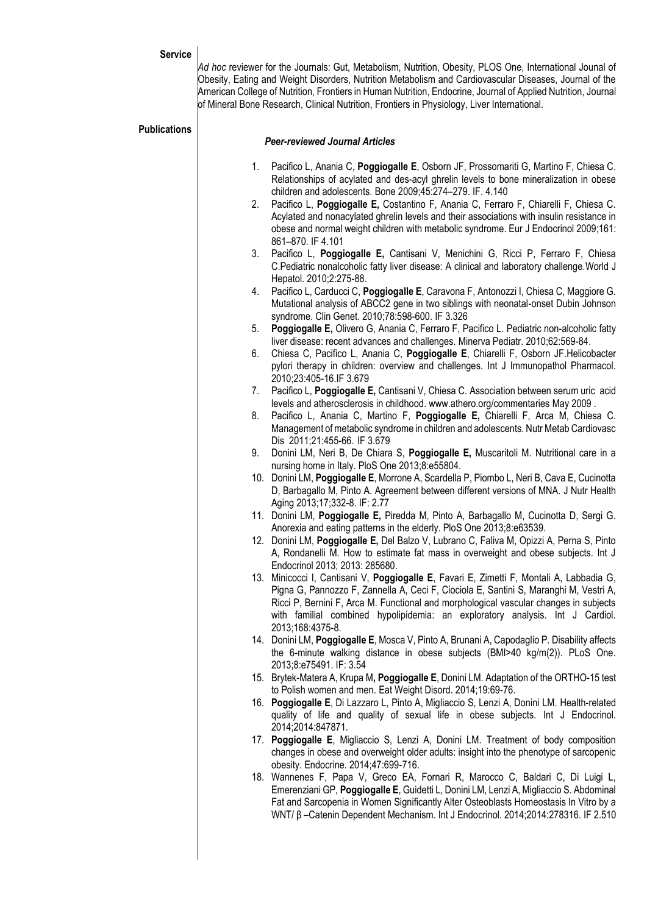**Service**

*Ad hoc* reviewer for the Journals: Gut, Metabolism, Nutrition, Obesity, PLOS One, International Jounal of Obesity, Eating and Weight Disorders, Nutrition Metabolism and Cardiovascular Diseases, Journal of the American College of Nutrition, Frontiers in Human Nutrition, Endocrine, Journal of Applied Nutrition, Journal of Mineral Bone Research, Clinical Nutrition, Frontiers in Physiology, Liver International.

**Publications**

***Peer-reviewed Journal Articles***

1. Pacifico L, Anania C, **Poggiogalle E**, Osborn JF, Prossomariti G, Martino F, Chiesa C. Relationships of acylated and des-acyl ghrelin levels to bone mineralization in obese children and adolescents. Bone 2009;45:274–279. IF. 4.140
2. Pacifico L, **Poggiogalle E,** Costantino F, Anania C, Ferraro F, Chiarelli F, Chiesa C. Acylated and nonacylated ghrelin levels and their associations with insulin resistance in obese and normal weight children with metabolic syndrome. Eur J Endocrinol 2009;161: 861–870. IF 4.101
3. Pacifico L, **Poggiogalle E,** Cantisani V, Menichini G, Ricci P, Ferraro F, Chiesa C.Pediatric nonalcoholic fatty liver disease: A clinical and laboratory challenge.World J Hepatol. 2010;2:275-88.
4. Pacifico L, Carducci C, **Poggiogalle E**, Caravona F, Antonozzi I, Chiesa C, Maggiore G. Mutational analysis of ABCC2 gene in two siblings with neonatal-onset Dubin Johnson syndrome. Clin Genet. 2010;78:598-600. IF 3.326
5. **Poggiogalle E,** Olivero G, Anania C, Ferraro F, Pacifico L. Pediatric non-alcoholic fatty liver disease: recent advances and challenges. Minerva Pediatr. 2010;62:569-84.
6. Chiesa C, Pacifico L, Anania C, **Poggiogalle E**, Chiarelli F, Osborn JF.Helicobacter pylori therapy in children: overview and challenges. Int J Immunopathol Pharmacol. 2010;23:405-16.IF 3.679
7. Pacifico L, **Poggiogalle E,** Cantisani V, Chiesa C. Association between serum uric acid levels and atherosclerosis in childhood. www.athero.org/commentaries May 2009 .
8. Pacifico L, Anania C, Martino F, **Poggiogalle E,** Chiarelli F, Arca M, Chiesa C. Management of metabolic syndrome in children and adolescents. Nutr Metab Cardiovasc Dis 2011;21:455-66. IF 3.679
9. Donini LM, Neri B, De Chiara S, **Poggiogalle E,** Muscaritoli M. Nutritional care in a nursing home in Italy. PloS One 2013;8:e55804.
10. Donini LM, **Poggiogalle E**, Morrone A, Scardella P, Piombo L, Neri B, Cava E, Cucinotta D, Barbagallo M, Pinto A. Agreement between different versions of MNA. J Nutr Health Aging 2013;17;332-8. IF: 2.77
11. Donini LM, **Poggiogalle E,** Piredda M, Pinto A, Barbagallo M, Cucinotta D, Sergi G. Anorexia and eating patterns in the elderly. PloS One 2013;8:e63539.
12. Donini LM, **Poggiogalle E,** Del Balzo V, Lubrano C, Faliva M, Opizzi A, Perna S, Pinto A, Rondanelli M. How to estimate fat mass in overweight and obese subjects. Int J Endocrinol 2013; 2013: 285680.
13. Minicocci I, Cantisani V, **Poggiogalle E**, Favari E, Zimetti F, Montali A, Labbadia G, Pigna G, Pannozzo F, Zannella A, Ceci F, Ciociola E, Santini S, Maranghi M, Vestri A, Ricci P, Bernini F, Arca M. Functional and morphological vascular changes in subjects with familial combined hypolipidemia: an exploratory analysis. Int J Cardiol. 2013;168:4375-8.
14. Donini LM, **Poggiogalle E**, Mosca V, Pinto A, Brunani A, Capodaglio P. Disability affects the 6-minute walking distance in obese subjects (BMI>40 kg/m(2)). PLoS One. 2013;8:e75491. IF: 3.54
15. Brytek-Matera A, Krupa M**,** **Poggiogalle E**, Donini LM. Adaptation of the ORTHO-15 test to Polish women and men. Eat Weight Disord. 2014;19:69-76.
16. **Poggiogalle E**, Di Lazzaro L, Pinto A, Migliaccio S, Lenzi A, Donini LM. Health-related quality of life and quality of sexual life in obese subjects. Int J Endocrinol. 2014;2014:847871.
17. **Poggiogalle E**, Migliaccio S, Lenzi A, Donini LM. Treatment of body composition changes in obese and overweight older adults: insight into the phenotype of sarcopenic obesity. Endocrine. 2014;47:699-716.
18. Wannenes F, Papa V, Greco EA, Fornari R, Marocco C, Baldari C, Di Luigi L, Emerenziani GP, **Poggiogalle E**, Guidetti L, Donini LM, Lenzi A, Migliaccio S. Abdominal Fat and Sarcopenia in Women Significantly Alter Osteoblasts Homeostasis In Vitro by a WNT/ β –Catenin Dependent Mechanism. Int J Endocrinol. 2014;2014:278316. IF 2.510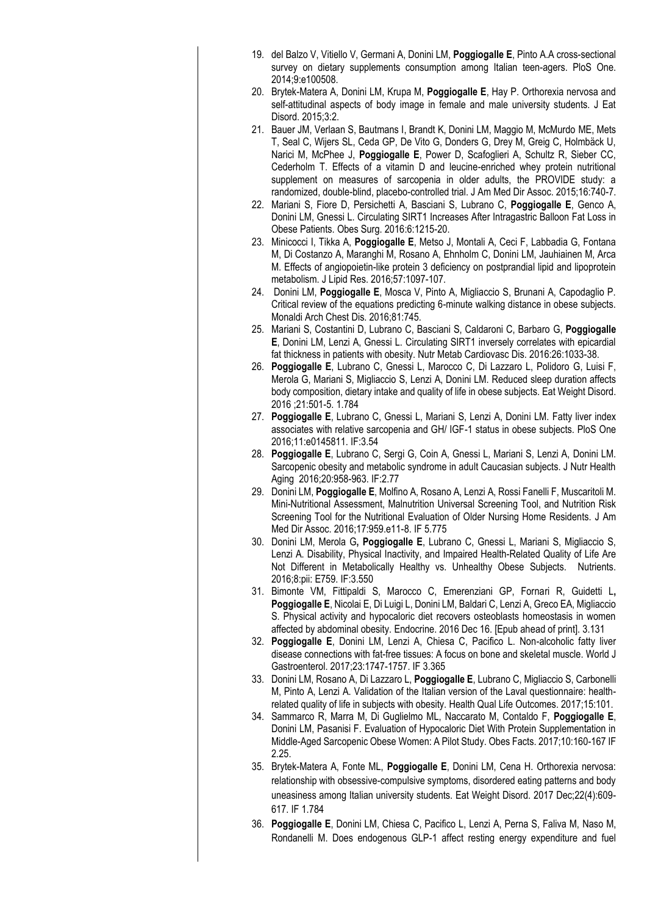19. del Balzo V, Vitiello V, Germani A, Donini LM, **Poggiogalle E**, Pinto A.A cross-sectional survey on dietary supplements consumption among Italian teen-agers. PloS One. 2014;9:e100508.
20. Brytek-Matera A, Donini LM, Krupa M, **Poggiogalle E**, Hay P. Orthorexia nervosa and self-attitudinal aspects of body image in female and male university students. J Eat Disord. 2015;3:2.
21. Bauer JM, Verlaan S, Bautmans I, Brandt K, Donini LM, Maggio M, McMurdo ME, Mets T, Seal C, Wijers SL, Ceda GP, De Vito G, Donders G, Drey M, Greig C, Holmbäck U, Narici M, McPhee J, **Poggiogalle E**, Power D, Scafoglieri A, Schultz R, Sieber CC, Cederholm T. Effects of a vitamin D and leucine-enriched whey protein nutritional supplement on measures of sarcopenia in older adults, the PROVIDE study: a randomized, double-blind, placebo-controlled trial. J Am Med Dir Assoc. 2015;16:740-7.
22. Mariani S, Fiore D, Persichetti A, Basciani S, Lubrano C, **Poggiogalle E**, Genco A, Donini LM, Gnessi L. Circulating SIRT1 Increases After Intragastric Balloon Fat Loss in Obese Patients. Obes Surg. 2016:6:1215-20.
23. Minicocci I, Tikka A, **Poggiogalle E**, Metso J, Montali A, Ceci F, Labbadia G, Fontana M, Di Costanzo A, Maranghi M, Rosano A, Ehnholm C, Donini LM, Jauhiainen M, Arca M. Effects of angiopoietin-like protein 3 deficiency on postprandial lipid and lipoprotein metabolism. J Lipid Res. 2016;57:1097-107.
24. Donini LM, **Poggiogalle E**, Mosca V, Pinto A, Migliaccio S, Brunani A, Capodaglio P. Critical review of the equations predicting 6-minute walking distance in obese subjects. Monaldi Arch Chest Dis. 2016;81:745.
25. Mariani S, Costantini D, Lubrano C, Basciani S, Caldaroni C, Barbaro G, **Poggiogalle E**, Donini LM, Lenzi A, Gnessi L. Circulating SIRT1 inversely correlates with epicardial fat thickness in patients with obesity. Nutr Metab Cardiovasc Dis. 2016:26:1033-38.
26. **Poggiogalle E**, Lubrano C, Gnessi L, Marocco C, Di Lazzaro L, Polidoro G, Luisi F, Merola G, Mariani S, Migliaccio S, Lenzi A, Donini LM. Reduced sleep duration affects body composition, dietary intake and quality of life in obese subjects. Eat Weight Disord. 2016 ;21:501-5. 1.784
27. **Poggiogalle E**, Lubrano C, Gnessi L, Mariani S, Lenzi A, Donini LM. Fatty liver index associates with relative sarcopenia and GH/ IGF-1 status in obese subjects. PloS One 2016;11:e0145811. IF:3.54
28. **Poggiogalle E**, Lubrano C, Sergi G, Coin A, Gnessi L, Mariani S, Lenzi A, Donini LM. Sarcopenic obesity and metabolic syndrome in adult Caucasian subjects. J Nutr Health Aging 2016;20:958-963. IF:2.77
29. Donini LM, **Poggiogalle E**, Molfino A, Rosano A, Lenzi A, Rossi Fanelli F, Muscaritoli M. Mini-Nutritional Assessment, Malnutrition Universal Screening Tool, and Nutrition Risk Screening Tool for the Nutritional Evaluation of Older Nursing Home Residents. J Am Med Dir Assoc. 2016;17:959.e11-8. IF 5.775
30. Donini LM, Merola G**,** **Poggiogalle E**, Lubrano C, Gnessi L, Mariani S, Migliaccio S, Lenzi A. Disability, Physical Inactivity, and Impaired Health-Related Quality of Life Are Not Different in Metabolically Healthy vs. Unhealthy Obese Subjects. Nutrients. 2016;8:pii: E759. IF:3.550
31. Bimonte VM, Fittipaldi S, Marocco C, Emerenziani GP, Fornari R, Guidetti L**,** **Poggiogalle E**, Nicolai E, Di Luigi L, Donini LM, Baldari C, Lenzi A, Greco EA, Migliaccio S. Physical activity and hypocaloric diet recovers osteoblasts homeostasis in women affected by abdominal obesity. Endocrine. 2016 Dec 16. [Epub ahead of print]. 3.131
32. **Poggiogalle E**, Donini LM, Lenzi A, Chiesa C, Pacifico L. Non-alcoholic fatty liver disease connections with fat-free tissues: A focus on bone and skeletal muscle. World J Gastroenterol. 2017;23:1747-1757. IF 3.365
33. Donini LM, Rosano A, Di Lazzaro L, **Poggiogalle E**, Lubrano C, Migliaccio S, Carbonelli M, Pinto A, Lenzi A. Validation of the Italian version of the Laval questionnaire: health-related quality of life in subjects with obesity. Health Qual Life Outcomes. 2017;15:101.
34. Sammarco R, Marra M, Di Guglielmo ML, Naccarato M, Contaldo F, **Poggiogalle E**, Donini LM, Pasanisi F. Evaluation of Hypocaloric Diet With Protein Supplementation in Middle-Aged Sarcopenic Obese Women: A Pilot Study. Obes Facts. 2017;10:160-167 IF 2.25.
35. Brytek-Matera A, Fonte ML, **Poggiogalle E**, Donini LM, Cena H. Orthorexia nervosa: relationship with obsessive-compulsive symptoms, disordered eating patterns and body uneasiness among Italian university students. Eat Weight Disord. 2017 Dec;22(4):609-617. IF 1.784
36. **Poggiogalle E**, Donini LM, Chiesa C, Pacifico L, Lenzi A, Perna S, Faliva M, Naso M, Rondanelli M. Does endogenous GLP-1 affect resting energy expenditure and fuel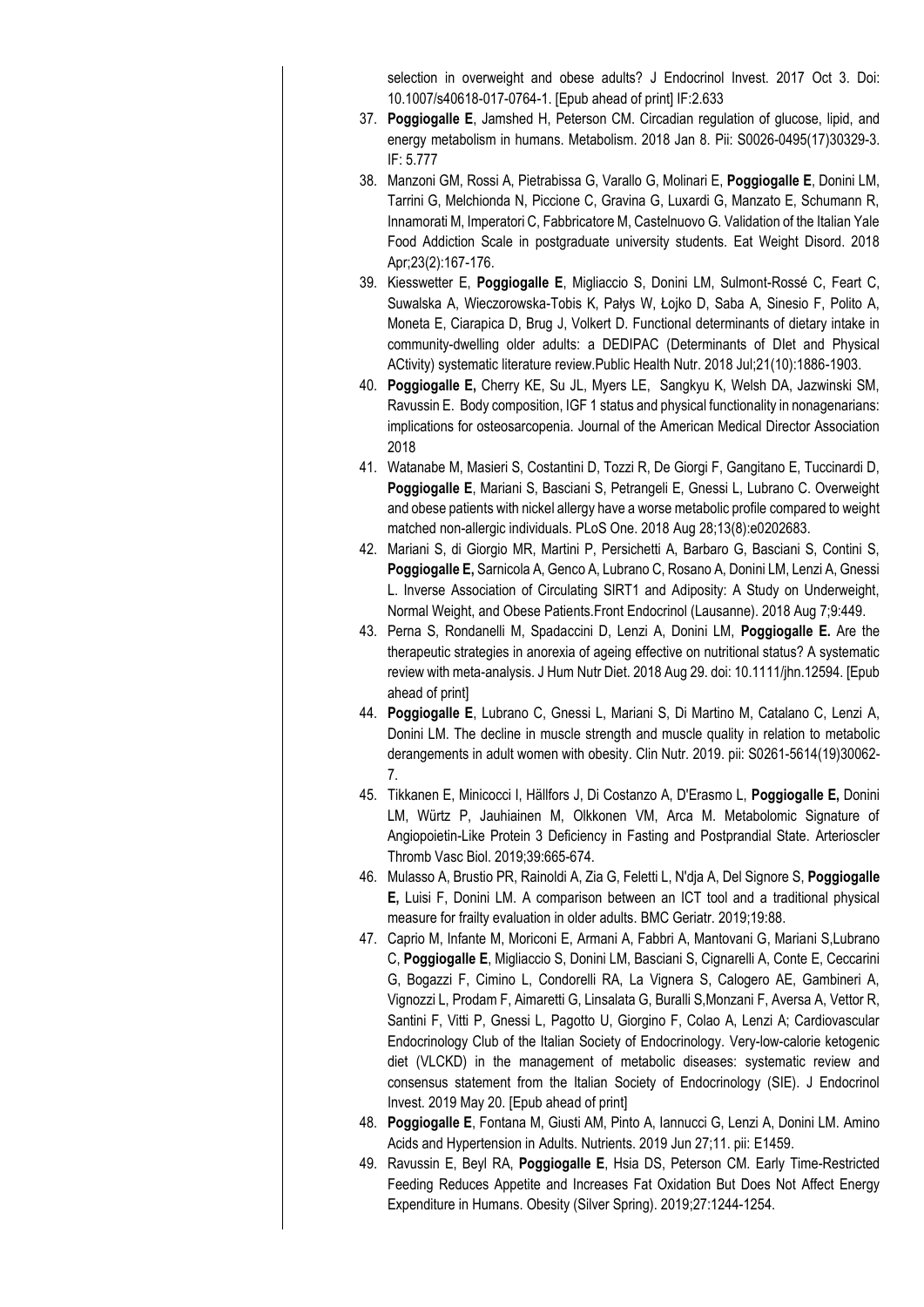selection in overweight and obese adults? J Endocrinol Invest. 2017 Oct 3. Doi: 10.1007/s40618-017-0764-1. [Epub ahead of print] IF:2.633

37. **Poggiogalle E**, Jamshed H, Peterson CM. Circadian regulation of glucose, lipid, and energy metabolism in humans. Metabolism. 2018 Jan 8. Pii: S0026-0495(17)30329-3. IF: 5.777
38. Manzoni GM, Rossi A, Pietrabissa G, Varallo G, Molinari E, **Poggiogalle E**, Donini LM, Tarrini G, Melchionda N, Piccione C, Gravina G, Luxardi G, Manzato E, Schumann R, Innamorati M, Imperatori C, Fabbricatore M, Castelnuovo G. Validation of the Italian Yale Food Addiction Scale in postgraduate university students. Eat Weight Disord. 2018 Apr;23(2):167-176.
39. Kiesswetter E, **Poggiogalle E**, Migliaccio S, Donini LM, Sulmont-Rossé C, Feart C, Suwalska A, Wieczorowska-Tobis K, Pałys W, Łojko D, Saba A, Sinesio F, Polito A, Moneta E, Ciarapica D, Brug J, Volkert D. Functional determinants of dietary intake in community-dwelling older adults: a DEDIPAC (Determinants of DIet and Physical ACtivity) systematic literature review.Public Health Nutr. 2018 Jul;21(10):1886-1903.
40. **Poggiogalle E,** Cherry KE, Su JL, Myers LE, Sangkyu K, Welsh DA, Jazwinski SM, Ravussin E. Body composition, IGF 1 status and physical functionality in nonagenarians: implications for osteosarcopenia. Journal of the American Medical Director Association 2018
41. Watanabe M, Masieri S, Costantini D, Tozzi R, De Giorgi F, Gangitano E, Tuccinardi D, **Poggiogalle E**, Mariani S, Basciani S, Petrangeli E, Gnessi L, Lubrano C. Overweight and obese patients with nickel allergy have a worse metabolic profile compared to weight matched non-allergic individuals. PLoS One. 2018 Aug 28;13(8):e0202683.
42. Mariani S, di Giorgio MR, Martini P, Persichetti A, Barbaro G, Basciani S, Contini S, **Poggiogalle E,** Sarnicola A, Genco A, Lubrano C, Rosano A, Donini LM, Lenzi A, Gnessi L. Inverse Association of Circulating SIRT1 and Adiposity: A Study on Underweight, Normal Weight, and Obese Patients.Front Endocrinol (Lausanne). 2018 Aug 7;9:449.
43. Perna S, Rondanelli M, Spadaccini D, Lenzi A, Donini LM, **Poggiogalle E.** Are the therapeutic strategies in anorexia of ageing effective on nutritional status? A systematic review with meta-analysis. J Hum Nutr Diet. 2018 Aug 29. doi: 10.1111/jhn.12594. [Epub ahead of print]
44. **Poggiogalle E**, Lubrano C, Gnessi L, Mariani S, Di Martino M, Catalano C, Lenzi A, Donini LM. The decline in muscle strength and muscle quality in relation to metabolic derangements in adult women with obesity. Clin Nutr. 2019. pii: S0261-5614(19)30062-7.
45. Tikkanen E, Minicocci I, Hällfors J, Di Costanzo A, D'Erasmo L, **Poggiogalle E,** Donini LM, Würtz P, Jauhiainen M, Olkkonen VM, Arca M. Metabolomic Signature of Angiopoietin-Like Protein 3 Deficiency in Fasting and Postprandial State. Arterioscler Thromb Vasc Biol. 2019;39:665-674.
46. Mulasso A, Brustio PR, Rainoldi A, Zia G, Feletti L, N'dja A, Del Signore S, **Poggiogalle E,** Luisi F, Donini LM. A comparison between an ICT tool and a traditional physical measure for frailty evaluation in older adults. BMC Geriatr. 2019;19:88.
47. Caprio M, Infante M, Moriconi E, Armani A, Fabbri A, Mantovani G, Mariani S,Lubrano C, **Poggiogalle E**, Migliaccio S, Donini LM, Basciani S, Cignarelli A, Conte E, Ceccarini G, Bogazzi F, Cimino L, Condorelli RA, La Vignera S, Calogero AE, Gambineri A, Vignozzi L, Prodam F, Aimaretti G, Linsalata G, Buralli S,Monzani F, Aversa A, Vettor R, Santini F, Vitti P, Gnessi L, Pagotto U, Giorgino F, Colao A, Lenzi A; Cardiovascular Endocrinology Club of the Italian Society of Endocrinology. Very-low-calorie ketogenic diet (VLCKD) in the management of metabolic diseases: systematic review and consensus statement from the Italian Society of Endocrinology (SIE). J Endocrinol Invest. 2019 May 20. [Epub ahead of print]
48. **Poggiogalle E**, Fontana M, Giusti AM, Pinto A, Iannucci G, Lenzi A, Donini LM. Amino Acids and Hypertension in Adults. Nutrients. 2019 Jun 27;11. pii: E1459.
49. Ravussin E, Beyl RA, **Poggiogalle E**, Hsia DS, Peterson CM. Early Time-Restricted Feeding Reduces Appetite and Increases Fat Oxidation But Does Not Affect Energy Expenditure in Humans. Obesity (Silver Spring). 2019;27:1244-1254.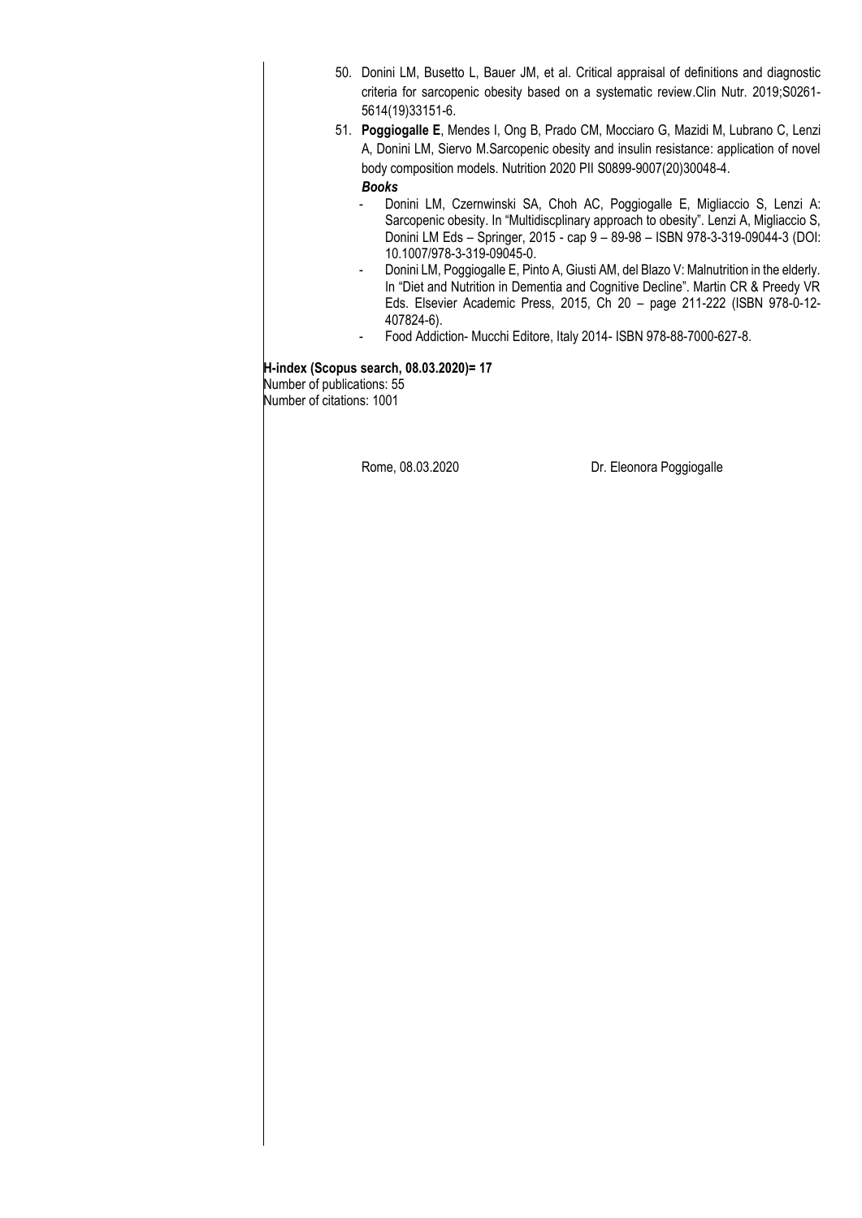50. Donini LM, Busetto L, Bauer JM, et al. Critical appraisal of definitions and diagnostic criteria for sarcopenic obesity based on a systematic review.Clin Nutr. 2019;S0261-5614(19)33151-6.
51. **Poggiogalle E**, Mendes I, Ong B, Prado CM, Mocciaro G, Mazidi M, Lubrano C, Lenzi A, Donini LM, Siervo M.Sarcopenic obesity and insulin resistance: application of novel body composition models. Nutrition 2020 PII S0899-9007(20)30048-4.

***Books***

- Donini LM, Czernwinski SA, Choh AC, Poggiogalle E, Migliaccio S, Lenzi A: Sarcopenic obesity. In "Multidiscplinary approach to obesity". Lenzi A, Migliaccio S, Donini LM Eds – Springer, 2015 - cap 9 – 89-98 – ISBN 978-3-319-09044-3 (DOI: 10.1007/978-3-319-09045-0.
- Donini LM, Poggiogalle E, Pinto A, Giusti AM, del Blazo V: Malnutrition in the elderly. In "Diet and Nutrition in Dementia and Cognitive Decline". Martin CR & Preedy VR Eds. Elsevier Academic Press, 2015, Ch 20 – page 211-222 (ISBN 978-0-12-407824-6).
- Food Addiction- Mucchi Editore, Italy 2014- ISBN 978-88-7000-627-8.

**H-index (Scopus search, 08.03.2020)= 17**

Number of publications: 55

Number of citations: 1001

Rome, 08.03.2020 Dr. Eleonora Poggiogalle